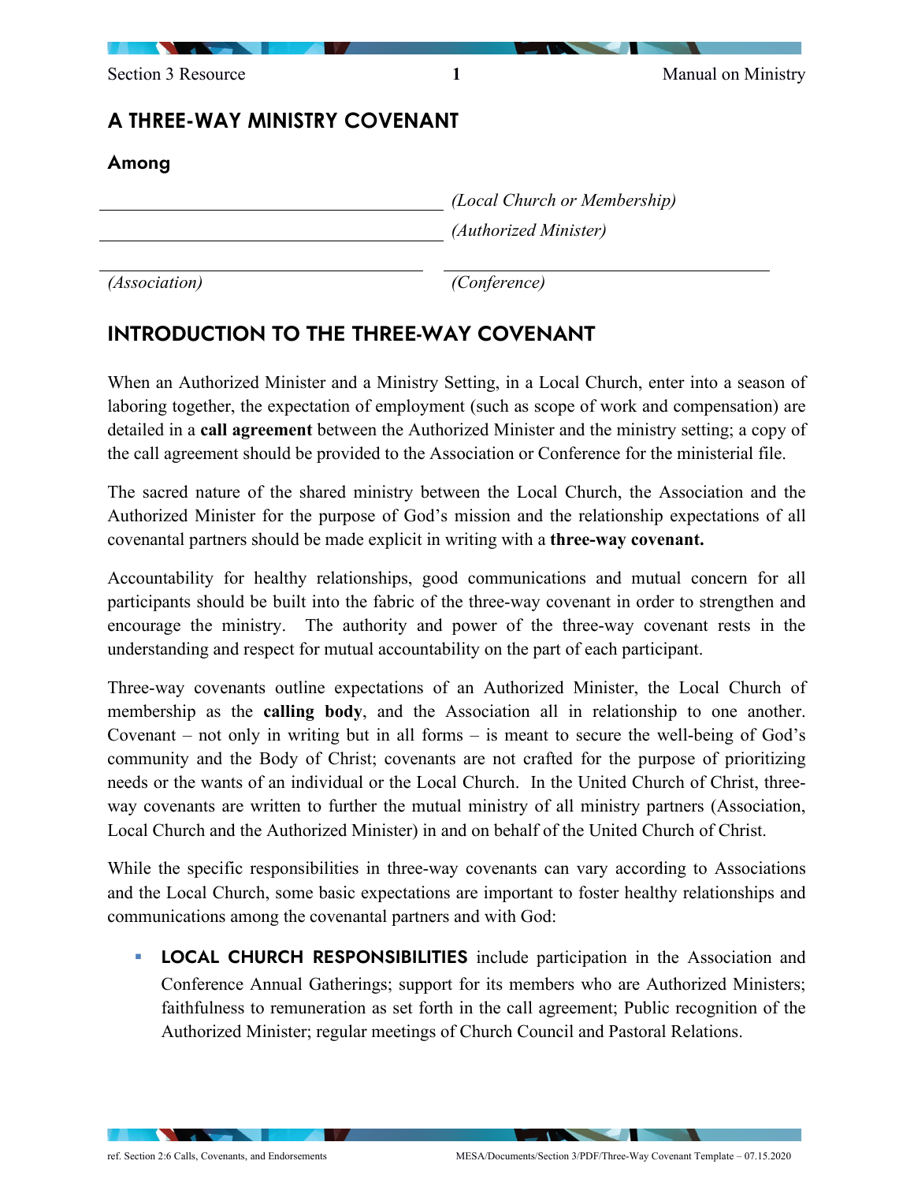# A THREE-WAY MINISTRY COVENANT

### Among

\_\_\_\_\_\_\_\_\_\_\_\_\_\_\_\_\_\_\_\_\_\_\_\_\_\_\_\_\_\_\_\_ *(Local Church or Membership)*

\_\_\_\_\_\_\_\_\_\_\_\_\_\_\_\_\_\_\_\_\_\_\_\_\_\_\_\_\_\_\_\_ *(Authorized Minister)*

\_\_\_\_\_\_\_\_\_\_\_\_\_\_\_\_\_\_\_\_\_\_\_\_\_\_\_\_\_\_\_\_ \_\_\_\_\_\_\_\_\_\_\_\_\_\_\_\_\_\_\_\_\_\_\_\_\_\_\_\_\_\_\_\_

*(Association)* *(Conference)*

## INTRODUCTION TO THE THREE-WAY COVENANT

When an Authorized Minister and a Ministry Setting, in a Local Church, enter into a season of laboring together, the expectation of employment (such as scope of work and compensation) are detailed in a **call agreement** between the Authorized Minister and the ministry setting; a copy of the call agreement should be provided to the Association or Conference for the ministerial file.

The sacred nature of the shared ministry between the Local Church, the Association and the Authorized Minister for the purpose of God's mission and the relationship expectations of all covenantal partners should be made explicit in writing with a **three-way covenant.**

Accountability for healthy relationships, good communications and mutual concern for all participants should be built into the fabric of the three-way covenant in order to strengthen and encourage the ministry. The authority and power of the three-way covenant rests in the understanding and respect for mutual accountability on the part of each participant.

Three-way covenants outline expectations of an Authorized Minister, the Local Church of membership as the **calling body**, and the Association all in relationship to one another. Covenant – not only in writing but in all forms – is meant to secure the well-being of God's community and the Body of Christ; covenants are not crafted for the purpose of prioritizing needs or the wants of an individual or the Local Church. In the United Church of Christ, three-way covenants are written to further the mutual ministry of all ministry partners (Association, Local Church and the Authorized Minister) in and on behalf of the United Church of Christ.

While the specific responsibilities in three-way covenants can vary according to Associations and the Local Church, some basic expectations are important to foster healthy relationships and communications among the covenantal partners and with God:

- **LOCAL CHURCH RESPONSIBILITIES** include participation in the Association and Conference Annual Gatherings; support for its members who are Authorized Ministers; faithfulness to remuneration as set forth in the call agreement; Public recognition of the Authorized Minister; regular meetings of Church Council and Pastoral Relations.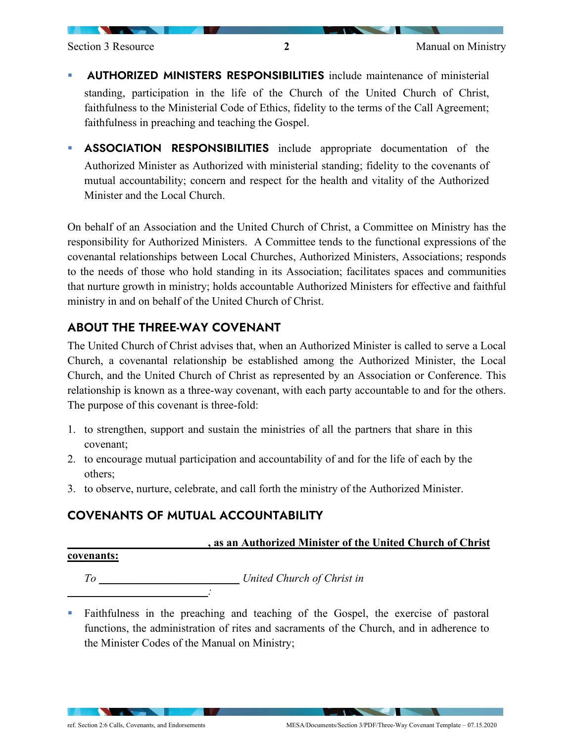- **AUTHORIZED MINISTERS RESPONSIBILITIES** include maintenance of ministerial standing, participation in the life of the Church of the United Church of Christ, faithfulness to the Ministerial Code of Ethics, fidelity to the terms of the Call Agreement; faithfulness in preaching and teaching the Gospel.

- **ASSOCIATION RESPONSIBILITIES** include appropriate documentation of the Authorized Minister as Authorized with ministerial standing; fidelity to the covenants of mutual accountability; concern and respect for the health and vitality of the Authorized Minister and the Local Church.

On behalf of an Association and the United Church of Christ, a Committee on Ministry has the responsibility for Authorized Ministers. A Committee tends to the functional expressions of the covenantal relationships between Local Churches, Authorized Ministers, Associations; responds to the needs of those who hold standing in its Association; facilitates spaces and communities that nurture growth in ministry; holds accountable Authorized Ministers for effective and faithful ministry in and on behalf of the United Church of Christ.

## ABOUT THE THREE-WAY COVENANT

The United Church of Christ advises that, when an Authorized Minister is called to serve a Local Church, a covenantal relationship be established among the Authorized Minister, the Local Church, and the United Church of Christ as represented by an Association or Conference. This relationship is known as a three-way covenant, with each party accountable to and for the others. The purpose of this covenant is three-fold:

1. to strengthen, support and sustain the ministries of all the partners that share in this covenant;
2. to encourage mutual participation and accountability of and for the life of each by the others;
3. to observe, nurture, celebrate, and call forth the ministry of the Authorized Minister.

## COVENANTS OF MUTUAL ACCOUNTABILITY

**__________________________, as an Authorized Minister of the United Church of Christ covenants:**

*To* __________________________ *United Church of Christ in*
__________________________*:*

- Faithfulness in the preaching and teaching of the Gospel, the exercise of pastoral functions, the administration of rites and sacraments of the Church, and in adherence to the Minister Codes of the Manual on Ministry;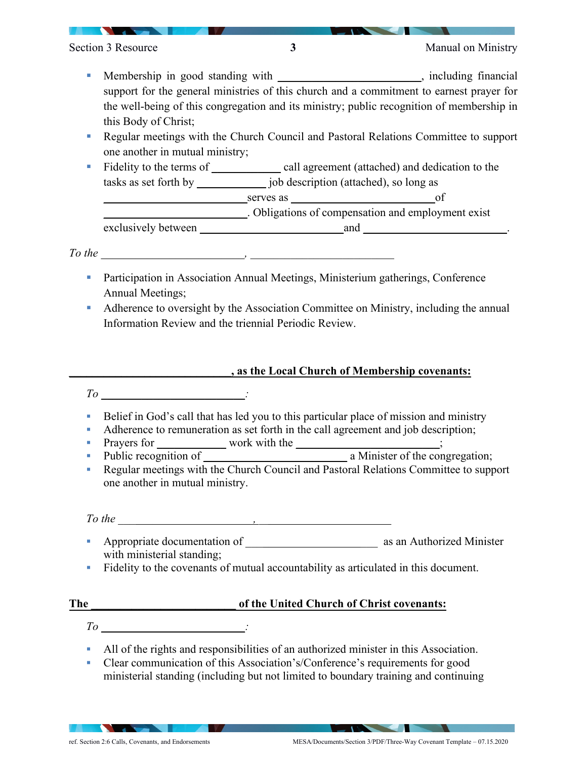- Membership in good standing with \_\_\_\_\_\_\_\_\_\_\_\_\_\_\_\_\_\_\_\_\_\_\_\_\_\_, including financial support for the general ministries of this church and a commitment to earnest prayer for the well-being of this congregation and its ministry; public recognition of membership in this Body of Christ;
- Regular meetings with the Church Council and Pastoral Relations Committee to support one another in mutual ministry;
- Fidelity to the terms of \_\_\_\_\_\_\_\_\_\_\_\_\_ call agreement (attached) and dedication to the tasks as set forth by \_\_\_\_\_\_\_\_\_\_\_\_\_ job description (attached), so long as \_\_\_\_\_\_\_\_\_\_\_\_\_\_\_\_\_\_\_\_\_\_\_\_\_\_ serves as \_\_\_\_\_\_\_\_\_\_\_\_\_\_\_\_\_\_\_\_\_\_\_\_\_\_ of \_\_\_\_\_\_\_\_\_\_\_\_\_\_\_\_\_\_\_\_\_\_\_\_\_\_. Obligations of compensation and employment exist exclusively between \_\_\_\_\_\_\_\_\_\_\_\_\_\_\_\_\_\_\_\_\_\_\_\_\_\_ and \_\_\_\_\_\_\_\_\_\_\_\_\_\_\_\_\_\_\_\_\_\_\_\_\_\_.

*To the \_\_\_\_\_\_\_\_\_\_\_\_\_\_\_\_\_\_\_\_\_\_\_\_\_\_, \_\_\_\_\_\_\_\_\_\_\_\_\_\_\_\_\_\_\_\_\_\_\_\_\_\_*

- Participation in Association Annual Meetings, Ministerium gatherings, Conference Annual Meetings;
- Adherence to oversight by the Association Committee on Ministry, including the annual Information Review and the triennial Periodic Review.

**\_\_\_\_\_\_\_\_\_\_\_\_\_\_\_\_\_\_\_\_\_\_\_\_\_\_\_\_\_\_, as the Local Church of Membership covenants:**

*To \_\_\_\_\_\_\_\_\_\_\_\_\_\_\_\_\_\_\_\_\_\_\_\_\_\_:*

- Belief in God's call that has led you to this particular place of mission and ministry
- Adherence to remuneration as set forth in the call agreement and job description;
- Prayers for \_\_\_\_\_\_\_\_\_\_\_\_\_ work with the \_\_\_\_\_\_\_\_\_\_\_\_\_\_\_\_\_\_\_\_\_\_\_\_\_\_;
- Public recognition of \_\_\_\_\_\_\_\_\_\_\_\_\_\_\_\_\_\_\_\_\_\_\_\_\_\_ a Minister of the congregation;
- Regular meetings with the Church Council and Pastoral Relations Committee to support one another in mutual ministry.

*To the \_\_\_\_\_\_\_\_\_\_\_\_\_\_\_\_\_\_\_\_\_\_\_\_\_\_, \_\_\_\_\_\_\_\_\_\_\_\_\_\_\_\_\_\_\_\_\_\_\_\_\_\_*

- Appropriate documentation of \_\_\_\_\_\_\_\_\_\_\_\_\_\_\_\_\_\_\_\_\_\_\_\_\_\_ as an Authorized Minister with ministerial standing;
- Fidelity to the covenants of mutual accountability as articulated in this document.

**The \_\_\_\_\_\_\_\_\_\_\_\_\_\_\_\_\_\_\_\_\_\_\_\_\_\_ of the United Church of Christ covenants:**

*To \_\_\_\_\_\_\_\_\_\_\_\_\_\_\_\_\_\_\_\_\_\_\_\_\_\_:*

- All of the rights and responsibilities of an authorized minister in this Association.
- Clear communication of this Association's/Conference's requirements for good ministerial standing (including but not limited to boundary training and continuing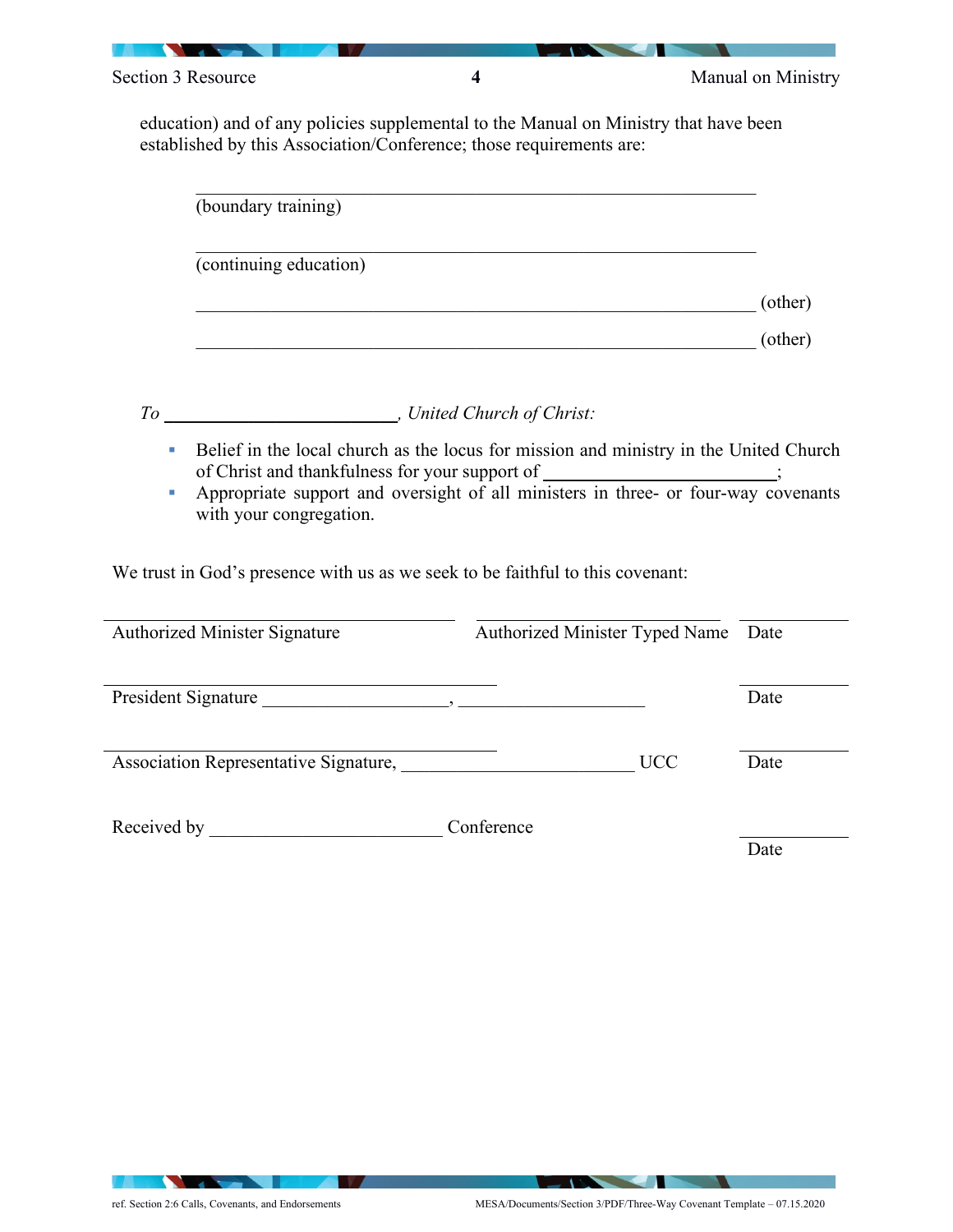education) and of any policies supplemental to the Manual on Ministry that have been established by this Association/Conference; those requirements are:

\_\_\_\_\_\_\_\_\_\_\_\_\_\_\_\_\_\_\_\_\_\_\_\_\_\_\_\_\_\_\_\_\_\_\_\_\_\_\_\_\_\_\_\_\_\_\_\_\_\_\_\_\_\_\_\_\_
(boundary training)

\_\_\_\_\_\_\_\_\_\_\_\_\_\_\_\_\_\_\_\_\_\_\_\_\_\_\_\_\_\_\_\_\_\_\_\_\_\_\_\_\_\_\_\_\_\_\_\_\_\_\_\_\_\_\_\_\_
(continuing education)

\_\_\_\_\_\_\_\_\_\_\_\_\_\_\_\_\_\_\_\_\_\_\_\_\_\_\_\_\_\_\_\_\_\_\_\_\_\_\_\_\_\_\_\_\_\_\_\_\_\_\_\_\_\_\_\_\_ (other)

\_\_\_\_\_\_\_\_\_\_\_\_\_\_\_\_\_\_\_\_\_\_\_\_\_\_\_\_\_\_\_\_\_\_\_\_\_\_\_\_\_\_\_\_\_\_\_\_\_\_\_\_\_\_\_\_\_ (other)

*To \_\_\_\_\_\_\_\_\_\_\_\_\_\_\_\_\_\_\_\_\_\_\_\_\_, United Church of Christ:*

- Belief in the local church as the locus for mission and ministry in the United Church of Christ and thankfulness for your support of \_\_\_\_\_\_\_\_\_\_\_\_\_\_\_\_\_\_\_\_\_\_\_\_;
- Appropriate support and oversight of all ministers in three- or four-way covenants with your congregation.

We trust in God's presence with us as we seek to be faithful to this covenant:

\_\_\_\_\_\_\_\_\_\_\_\_\_\_\_\_\_\_\_\_\_\_\_\_\_\_\_\_\_\_ \_\_\_\_\_\_\_\_\_\_\_\_\_\_\_\_\_\_\_\_\_\_\_\_\_ \_\_\_\_\_\_\_\_\_\_
Authorized Minister Signature — Authorized Minister Typed Name — Date

\_\_\_\_\_\_\_\_\_\_\_\_\_\_\_\_\_\_\_\_\_\_\_\_\_\_\_\_\_\_ \_\_\_\_\_\_\_\_\_\_
President Signature \_\_\_\_\_\_\_\_\_\_\_\_\_\_\_\_\_\_\_\_, \_\_\_\_\_\_\_\_\_\_\_\_\_\_\_\_\_\_\_\_ — Date

\_\_\_\_\_\_\_\_\_\_\_\_\_\_\_\_\_\_\_\_\_\_\_\_\_\_\_\_\_\_ \_\_\_\_\_\_\_\_\_\_
Association Representative Signature, \_\_\_\_\_\_\_\_\_\_\_\_\_\_\_\_\_\_\_\_\_\_\_\_ UCC — Date

Received by \_\_\_\_\_\_\_\_\_\_\_\_\_\_\_\_\_\_\_\_\_\_\_\_ Conference — \_\_\_\_\_\_\_\_\_\_
Date

ref. Section 2:6 Calls, Covenants, and Endorsements

MESA/Documents/Section 3/PDF/Three-Way Covenant Template – 07.15.2020